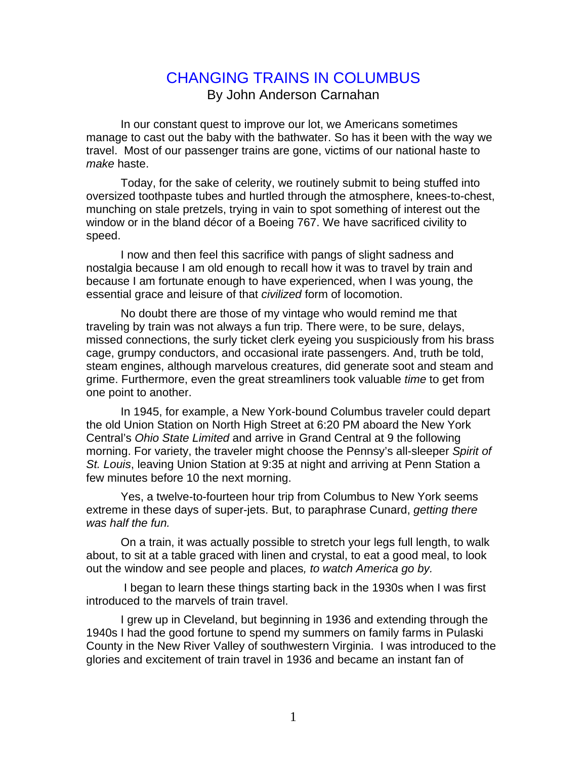# CHANGING TRAINS IN COLUMBUS

By John Anderson Carnahan

In our constant quest to improve our lot, we Americans sometimes manage to cast out the baby with the bathwater. So has it been with the way we travel. Most of our passenger trains are gone, victims of our national haste to *make* haste.

Today, for the sake of celerity, we routinely submit to being stuffed into oversized toothpaste tubes and hurtled through the atmosphere, knees-to-chest, munching on stale pretzels, trying in vain to spot something of interest out the window or in the bland décor of a Boeing 767. We have sacrificed civility to speed.

I now and then feel this sacrifice with pangs of slight sadness and nostalgia because I am old enough to recall how it was to travel by train and because I am fortunate enough to have experienced, when I was young, the essential grace and leisure of that *civilized* form of locomotion.

No doubt there are those of my vintage who would remind me that traveling by train was not always a fun trip. There were, to be sure, delays, missed connections, the surly ticket clerk eyeing you suspiciously from his brass cage, grumpy conductors, and occasional irate passengers. And, truth be told, steam engines, although marvelous creatures, did generate soot and steam and grime. Furthermore, even the great streamliners took valuable *time* to get from one point to another.

In 1945, for example, a New York-bound Columbus traveler could depart the old Union Station on North High Street at 6:20 PM aboard the New York Central's *Ohio State Limited* and arrive in Grand Central at 9 the following morning. For variety, the traveler might choose the Pennsy's all-sleeper *Spirit of St. Louis*, leaving Union Station at 9:35 at night and arriving at Penn Station a few minutes before 10 the next morning.

Yes, a twelve-to-fourteen hour trip from Columbus to New York seems extreme in these days of super-jets. But, to paraphrase Cunard, *getting there was half the fun.*

On a train, it was actually possible to stretch your legs full length, to walk about, to sit at a table graced with linen and crystal, to eat a good meal, to look out the window and see people and places*, to watch America go by.*

I began to learn these things starting back in the 1930s when I was first introduced to the marvels of train travel.

I grew up in Cleveland, but beginning in 1936 and extending through the 1940s I had the good fortune to spend my summers on family farms in Pulaski County in the New River Valley of southwestern Virginia. I was introduced to the glories and excitement of train travel in 1936 and became an instant fan of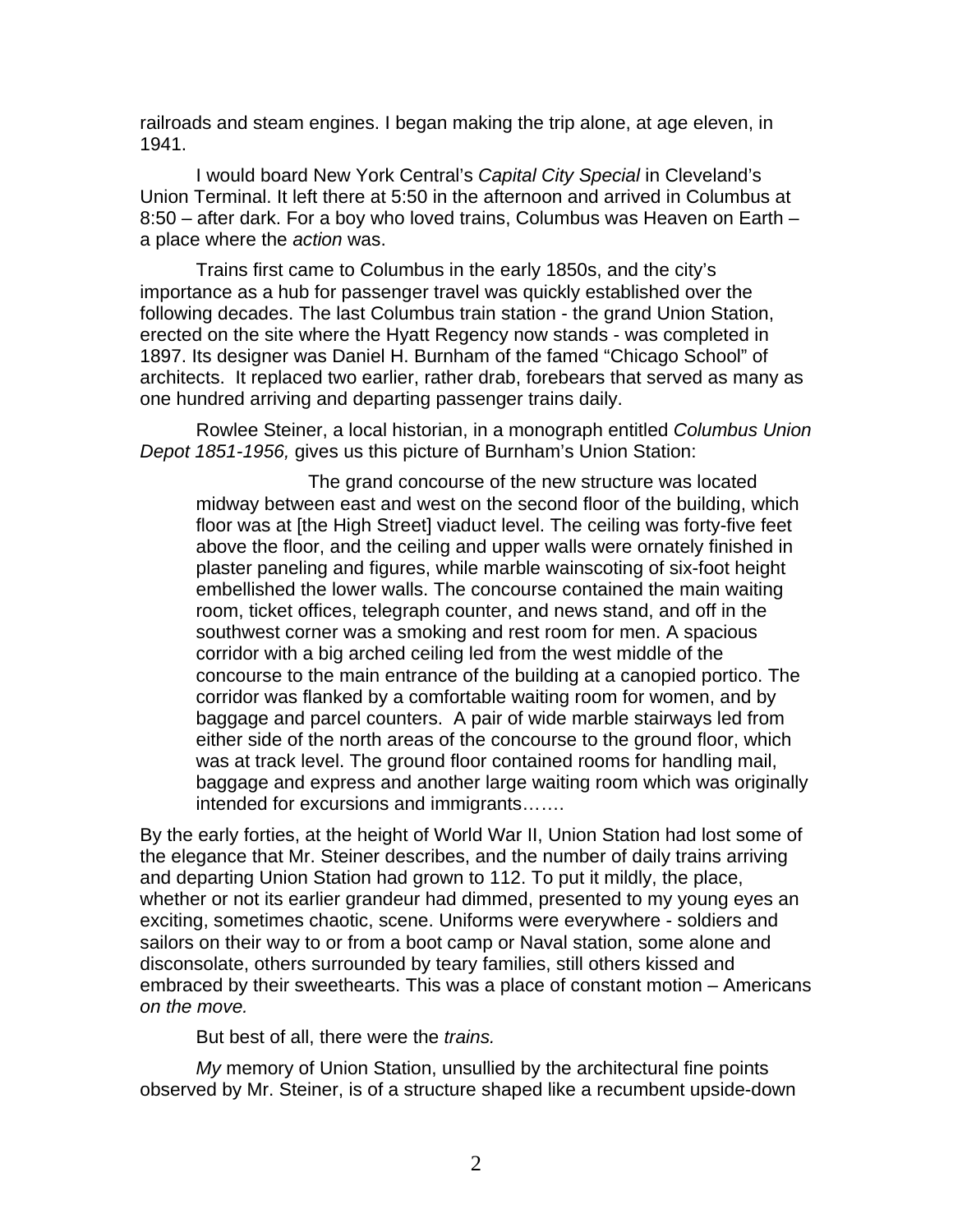railroads and steam engines. I began making the trip alone, at age eleven, in 1941.

I would board New York Central's *Capital City Special* in Cleveland's Union Terminal. It left there at 5:50 in the afternoon and arrived in Columbus at 8:50 – after dark. For a boy who loved trains, Columbus was Heaven on Earth – a place where the *action* was.

Trains first came to Columbus in the early 1850s, and the city's importance as a hub for passenger travel was quickly established over the following decades. The last Columbus train station - the grand Union Station, erected on the site where the Hyatt Regency now stands - was completed in 1897. Its designer was Daniel H. Burnham of the famed "Chicago School" of architects. It replaced two earlier, rather drab, forebears that served as many as one hundred arriving and departing passenger trains daily.

Rowlee Steiner, a local historian, in a monograph entitled *Columbus Union Depot 1851-1956,* gives us this picture of Burnham's Union Station:

> The grand concourse of the new structure was located midway between east and west on the second floor of the building, which floor was at [the High Street] viaduct level. The ceiling was forty-five feet above the floor, and the ceiling and upper walls were ornately finished in plaster paneling and figures, while marble wainscoting of six-foot height embellished the lower walls. The concourse contained the main waiting room, ticket offices, telegraph counter, and news stand, and off in the southwest corner was a smoking and rest room for men. A spacious corridor with a big arched ceiling led from the west middle of the concourse to the main entrance of the building at a canopied portico. The corridor was flanked by a comfortable waiting room for women, and by baggage and parcel counters. A pair of wide marble stairways led from either side of the north areas of the concourse to the ground floor, which was at track level. The ground floor contained rooms for handling mail, baggage and express and another large waiting room which was originally intended for excursions and immigrants…….

By the early forties, at the height of World War II, Union Station had lost some of the elegance that Mr. Steiner describes, and the number of daily trains arriving and departing Union Station had grown to 112. To put it mildly, the place, whether or not its earlier grandeur had dimmed, presented to my young eyes an exciting, sometimes chaotic, scene. Uniforms were everywhere - soldiers and sailors on their way to or from a boot camp or Naval station, some alone and disconsolate, others surrounded by teary families, still others kissed and embraced by their sweethearts. This was a place of constant motion – Americans *on the move.*

But best of all, there were the *trains.*

*My* memory of Union Station, unsullied by the architectural fine points observed by Mr. Steiner, is of a structure shaped like a recumbent upside-down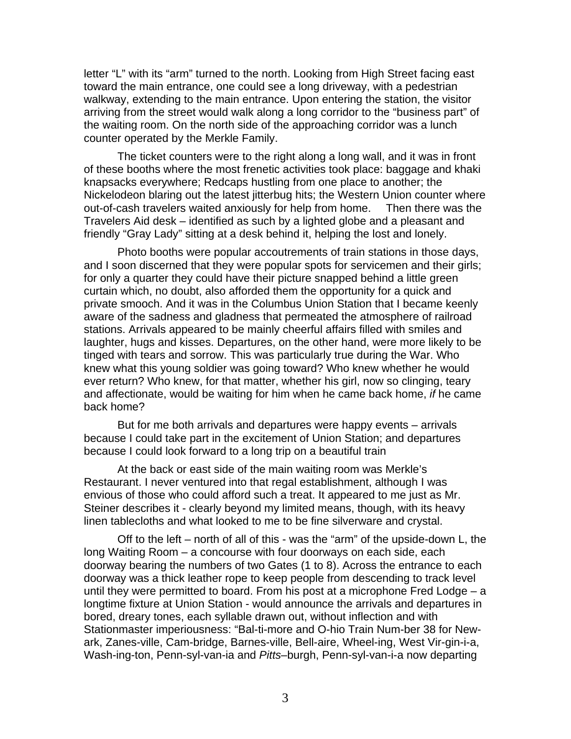letter "L" with its "arm" turned to the north. Looking from High Street facing east toward the main entrance, one could see a long driveway, with a pedestrian walkway, extending to the main entrance. Upon entering the station, the visitor arriving from the street would walk along a long corridor to the "business part" of the waiting room. On the north side of the approaching corridor was a lunch counter operated by the Merkle Family.

The ticket counters were to the right along a long wall, and it was in front of these booths where the most frenetic activities took place: baggage and khaki knapsacks everywhere; Redcaps hustling from one place to another; the Nickelodeon blaring out the latest jitterbug hits; the Western Union counter where out-of-cash travelers waited anxiously for help from home. Then there was the Travelers Aid desk – identified as such by a lighted globe and a pleasant and friendly "Gray Lady" sitting at a desk behind it, helping the lost and lonely.

Photo booths were popular accoutrements of train stations in those days, and I soon discerned that they were popular spots for servicemen and their girls; for only a quarter they could have their picture snapped behind a little green curtain which, no doubt, also afforded them the opportunity for a quick and private smooch. And it was in the Columbus Union Station that I became keenly aware of the sadness and gladness that permeated the atmosphere of railroad stations. Arrivals appeared to be mainly cheerful affairs filled with smiles and laughter, hugs and kisses. Departures, on the other hand, were more likely to be tinged with tears and sorrow. This was particularly true during the War. Who knew what this young soldier was going toward? Who knew whether he would ever return? Who knew, for that matter, whether his girl, now so clinging, teary and affectionate, would be waiting for him when he came back home, *if* he came back home?

But for me both arrivals and departures were happy events – arrivals because I could take part in the excitement of Union Station; and departures because I could look forward to a long trip on a beautiful train

At the back or east side of the main waiting room was Merkle's Restaurant. I never ventured into that regal establishment, although I was envious of those who could afford such a treat. It appeared to me just as Mr. Steiner describes it - clearly beyond my limited means, though, with its heavy linen tablecloths and what looked to me to be fine silverware and crystal.

Off to the left – north of all of this - was the "arm" of the upside-down L, the long Waiting Room – a concourse with four doorways on each side, each doorway bearing the numbers of two Gates (1 to 8). Across the entrance to each doorway was a thick leather rope to keep people from descending to track level until they were permitted to board. From his post at a microphone Fred Lodge – a longtime fixture at Union Station - would announce the arrivals and departures in bored, dreary tones, each syllable drawn out, without inflection and with Stationmaster imperiousness: "Bal-ti-more and O-hio Train Num-ber 38 for New-ark, Zanes-ville, Cam-bridge, Barnes-ville, Bell-aire, Wheel-ing, West Vir-gin-i-a, Wash-ing-ton, Penn-syl-van-ia and *Pitts*–burgh, Penn-syl-van-i-a now departing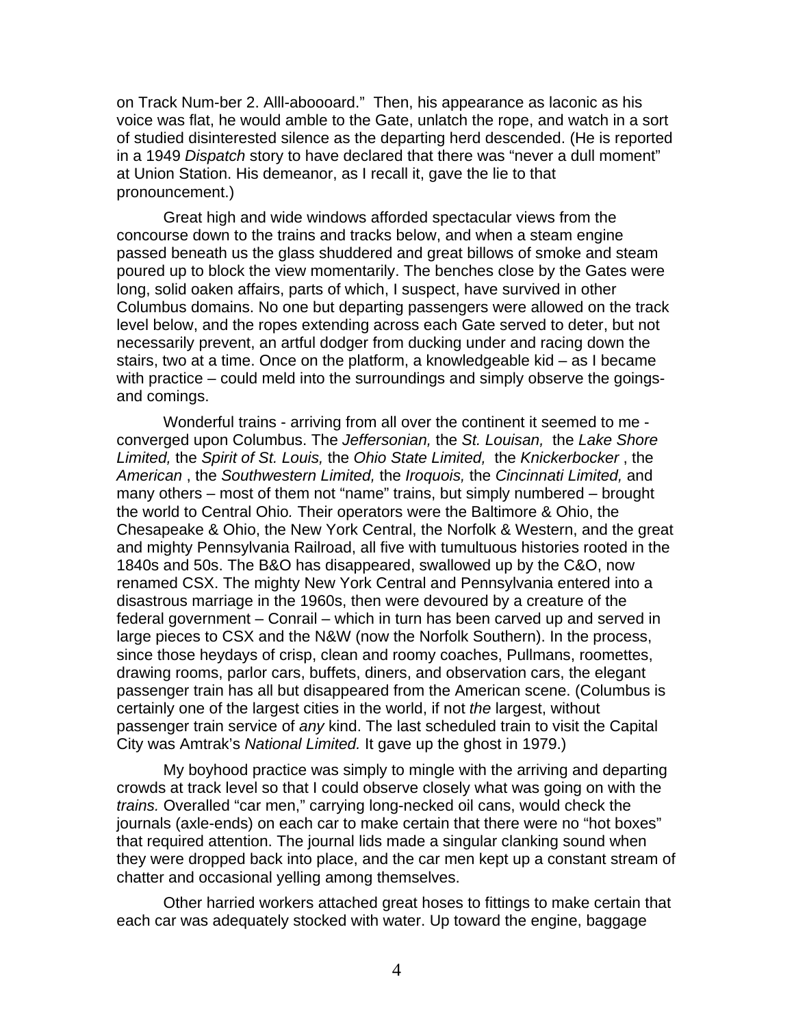on Track Num-ber 2. Alll-aboooard." Then, his appearance as laconic as his voice was flat, he would amble to the Gate, unlatch the rope, and watch in a sort of studied disinterested silence as the departing herd descended. (He is reported in a 1949 *Dispatch* story to have declared that there was "never a dull moment" at Union Station. His demeanor, as I recall it, gave the lie to that pronouncement.)

Great high and wide windows afforded spectacular views from the concourse down to the trains and tracks below, and when a steam engine passed beneath us the glass shuddered and great billows of smoke and steam poured up to block the view momentarily. The benches close by the Gates were long, solid oaken affairs, parts of which, I suspect, have survived in other Columbus domains. No one but departing passengers were allowed on the track level below, and the ropes extending across each Gate served to deter, but not necessarily prevent, an artful dodger from ducking under and racing down the stairs, two at a time. Once on the platform, a knowledgeable kid – as I became with practice – could meld into the surroundings and simply observe the goings-and comings.

Wonderful trains - arriving from all over the continent it seemed to me - converged upon Columbus. The *Jeffersonian,* the *St. Louisan,* the *Lake Shore Limited,* the *Spirit of St. Louis,* the *Ohio State Limited,* the *Knickerbocker* , the *American* , the *Southwestern Limited,* the *Iroquois,* the *Cincinnati Limited,* and many others – most of them not "name" trains, but simply numbered – brought the world to Central Ohio. Their operators were the Baltimore & Ohio, the Chesapeake & Ohio, the New York Central, the Norfolk & Western, and the great and mighty Pennsylvania Railroad, all five with tumultuous histories rooted in the 1840s and 50s. The B&O has disappeared, swallowed up by the C&O, now renamed CSX. The mighty New York Central and Pennsylvania entered into a disastrous marriage in the 1960s, then were devoured by a creature of the federal government – Conrail – which in turn has been carved up and served in large pieces to CSX and the N&W (now the Norfolk Southern). In the process, since those heydays of crisp, clean and roomy coaches, Pullmans, roomettes, drawing rooms, parlor cars, buffets, diners, and observation cars, the elegant passenger train has all but disappeared from the American scene. (Columbus is certainly one of the largest cities in the world, if not *the* largest, without passenger train service of *any* kind. The last scheduled train to visit the Capital City was Amtrak's *National Limited.* It gave up the ghost in 1979.)

My boyhood practice was simply to mingle with the arriving and departing crowds at track level so that I could observe closely what was going on with the *trains.* Overalled "car men," carrying long-necked oil cans, would check the journals (axle-ends) on each car to make certain that there were no "hot boxes" that required attention. The journal lids made a singular clanking sound when they were dropped back into place, and the car men kept up a constant stream of chatter and occasional yelling among themselves.

Other harried workers attached great hoses to fittings to make certain that each car was adequately stocked with water. Up toward the engine, baggage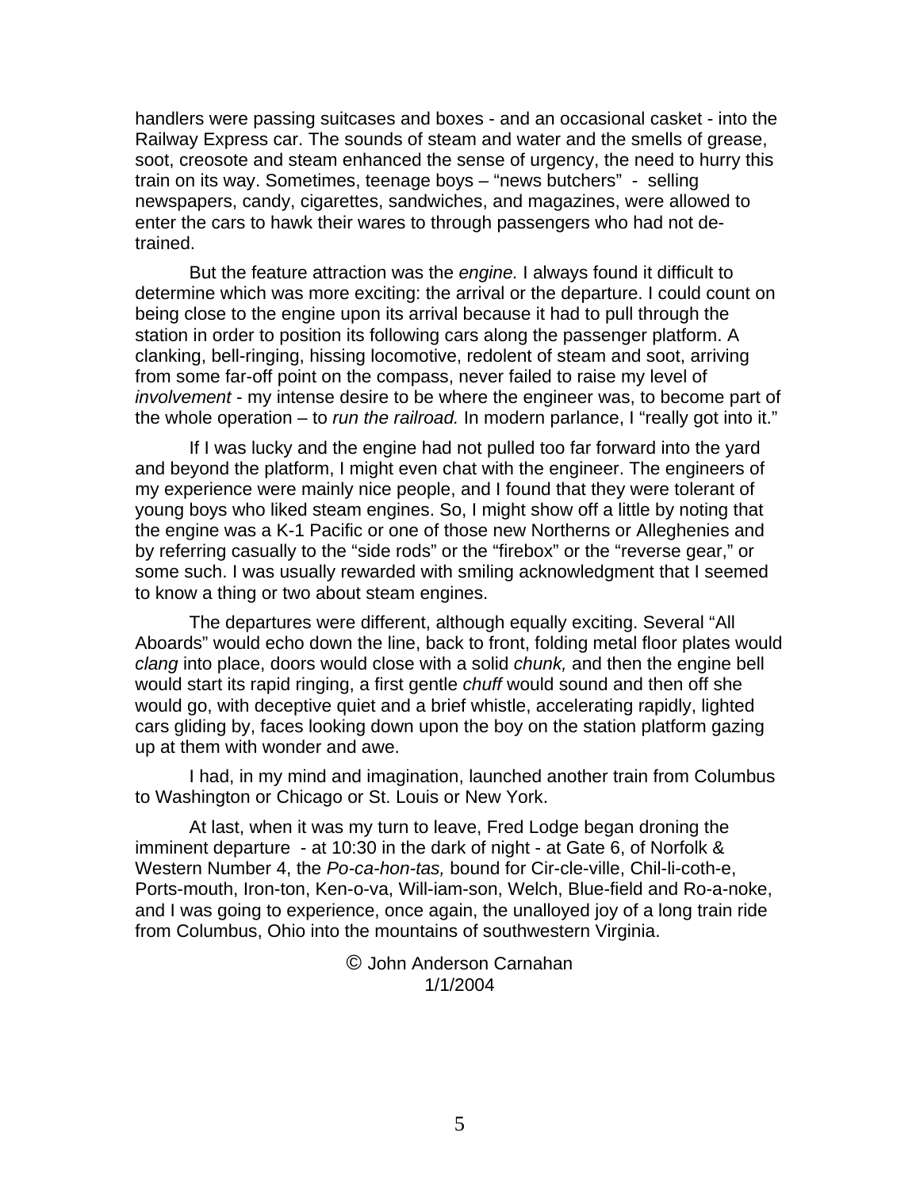handlers were passing suitcases and boxes - and an occasional casket - into the Railway Express car. The sounds of steam and water and the smells of grease, soot, creosote and steam enhanced the sense of urgency, the need to hurry this train on its way. Sometimes, teenage boys – "news butchers" - selling newspapers, candy, cigarettes, sandwiches, and magazines, were allowed to enter the cars to hawk their wares to through passengers who had not de-trained.

But the feature attraction was the *engine.* I always found it difficult to determine which was more exciting: the arrival or the departure. I could count on being close to the engine upon its arrival because it had to pull through the station in order to position its following cars along the passenger platform. A clanking, bell-ringing, hissing locomotive, redolent of steam and soot, arriving from some far-off point on the compass, never failed to raise my level of *involvement* - my intense desire to be where the engineer was, to become part of the whole operation – to *run the railroad.* In modern parlance, I "really got into it."

If I was lucky and the engine had not pulled too far forward into the yard and beyond the platform, I might even chat with the engineer. The engineers of my experience were mainly nice people, and I found that they were tolerant of young boys who liked steam engines. So, I might show off a little by noting that the engine was a K-1 Pacific or one of those new Northerns or Alleghenies and by referring casually to the "side rods" or the "firebox" or the "reverse gear," or some such. I was usually rewarded with smiling acknowledgment that I seemed to know a thing or two about steam engines.

The departures were different, although equally exciting. Several "All Aboards" would echo down the line, back to front, folding metal floor plates would *clang* into place, doors would close with a solid *chunk,* and then the engine bell would start its rapid ringing, a first gentle *chuff* would sound and then off she would go, with deceptive quiet and a brief whistle, accelerating rapidly, lighted cars gliding by, faces looking down upon the boy on the station platform gazing up at them with wonder and awe.

I had, in my mind and imagination, launched another train from Columbus to Washington or Chicago or St. Louis or New York.

At last, when it was my turn to leave, Fred Lodge began droning the imminent departure - at 10:30 in the dark of night - at Gate 6, of Norfolk & Western Number 4, the *Po-ca-hon-tas,* bound for Cir-cle-ville, Chil-li-coth-e, Ports-mouth, Iron-ton, Ken-o-va, Will-iam-son, Welch, Blue-field and Ro-a-noke, and I was going to experience, once again, the unalloyed joy of a long train ride from Columbus, Ohio into the mountains of southwestern Virginia.

© John Anderson Carnahan
1/1/2004